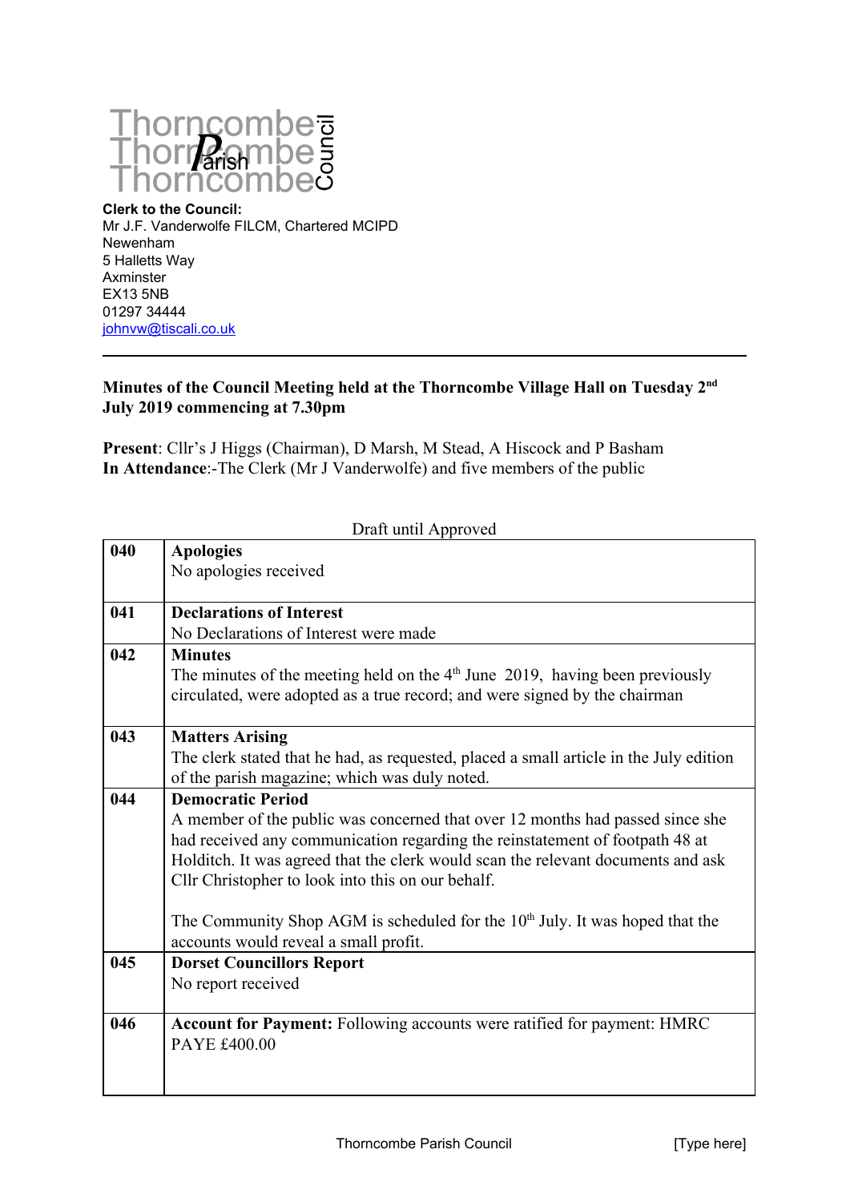Thorncombe Parish Council

**Clerk to the Council:**
Mr J.F. Vanderwolfe FILCM, Chartered MCIPD
Newenham
5 Halletts Way
Axminster
EX13 5NB
01297 34444
johnvw@tiscali.co.uk

---

**Minutes of the Council Meeting held at the Thorncombe Village Hall on Tuesday 2nd July 2019 commencing at 7.30pm**

**Present**: Cllr's J Higgs (Chairman), D Marsh, M Stead, A Hiscock and P Basham
**In Attendance**:-The Clerk (Mr J Vanderwolfe) and five members of the public

Draft until Approved

| | |
|---|---|
| **040** | **Apologies**<br>No apologies received |
| **041** | **Declarations of Interest**<br>No Declarations of Interest were made |
| **042** | **Minutes**<br>The minutes of the meeting held on the 4th June 2019, having been previously circulated, were adopted as a true record; and were signed by the chairman |
| **043** | **Matters Arising**<br>The clerk stated that he had, as requested, placed a small article in the July edition of the parish magazine; which was duly noted. |
| **044** | **Democratic Period**<br>A member of the public was concerned that over 12 months had passed since she had received any communication regarding the reinstatement of footpath 48 at Holditch. It was agreed that the clerk would scan the relevant documents and ask Cllr Christopher to look into this on our behalf.<br><br>The Community Shop AGM is scheduled for the 10th July. It was hoped that the accounts would reveal a small profit. |
| **045** | **Dorset Councillors Report**<br>No report received |
| **046** | **Account for Payment:** Following accounts were ratified for payment: HMRC PAYE £400.00 |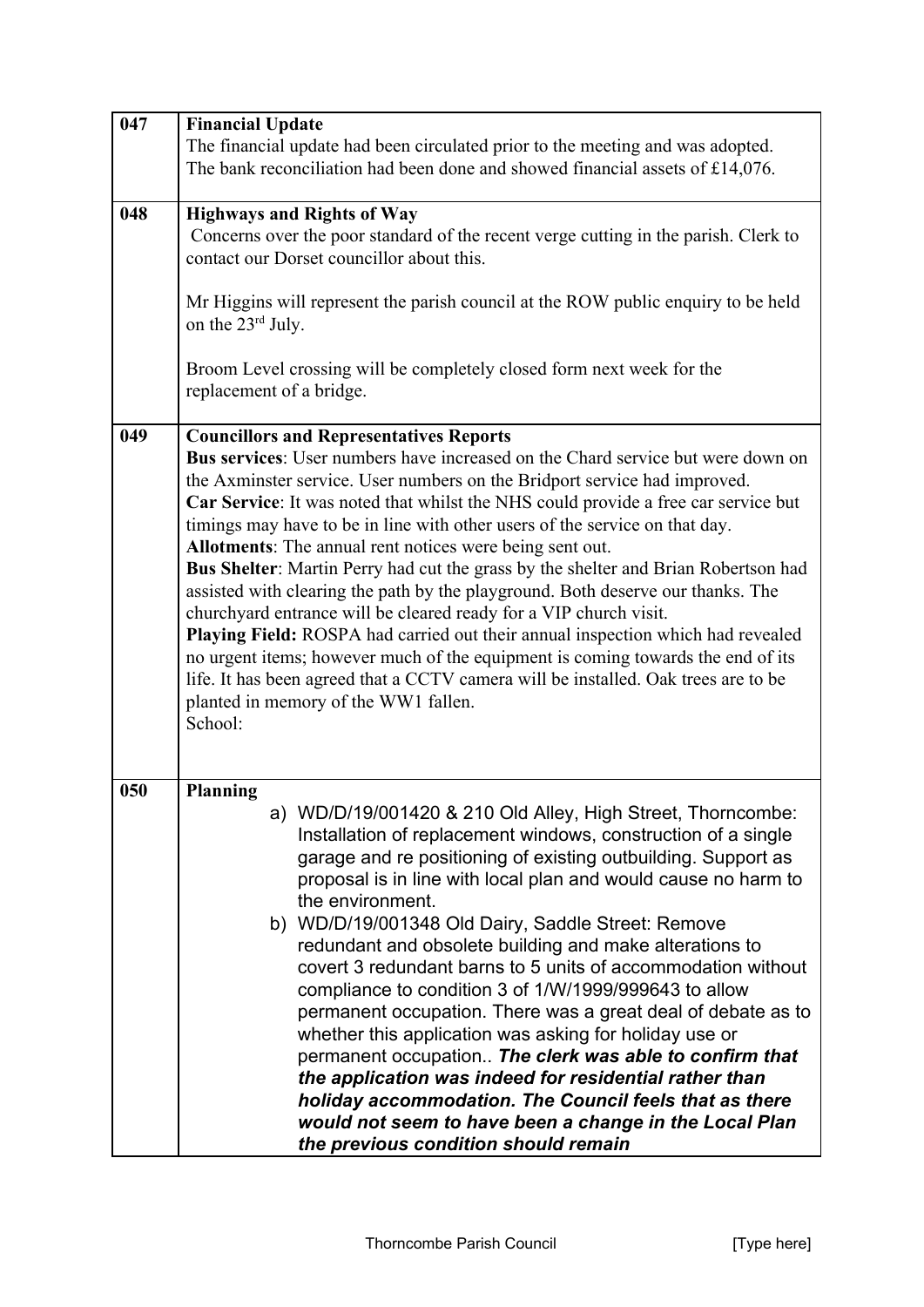| | |
|---|---|
| 047 | **Financial Update**<br>The financial update had been circulated prior to the meeting and was adopted.<br>The bank reconciliation had been done and showed financial assets of £14,076. |
| 048 | **Highways and Rights of Way**<br>Concerns over the poor standard of the recent verge cutting in the parish. Clerk to contact our Dorset councillor about this.<br><br>Mr Higgins will represent the parish council at the ROW public enquiry to be held on the 23rd July.<br><br>Broom Level crossing will be completely closed form next week for the replacement of a bridge. |
| 049 | **Councillors and Representatives Reports**<br>**Bus services**: User numbers have increased on the Chard service but were down on the Axminster service. User numbers on the Bridport service had improved.<br>**Car Service**: It was noted that whilst the NHS could provide a free car service but timings may have to be in line with other users of the service on that day.<br>**Allotments**: The annual rent notices were being sent out.<br>**Bus Shelter**: Martin Perry had cut the grass by the shelter and Brian Robertson had assisted with clearing the path by the playground. Both deserve our thanks. The churchyard entrance will be cleared ready for a VIP church visit.<br>**Playing Field:** ROSPA had carried out their annual inspection which had revealed no urgent items; however much of the equipment is coming towards the end of its life. It has been agreed that a CCTV camera will be installed. Oak trees are to be planted in memory of the WW1 fallen.<br>School: |
| 050 | **Planning**<br>a) WD/D/19/001420 & 210 Old Alley, High Street, Thorncombe: Installation of replacement windows, construction of a single garage and re positioning of existing outbuilding. Support as proposal is in line with local plan and would cause no harm to the environment.<br>b) WD/D/19/001348 Old Dairy, Saddle Street: Remove redundant and obsolete building and make alterations to covert 3 redundant barns to 5 units of accommodation without compliance to condition 3 of 1/W/1999/999643 to allow permanent occupation. There was a great deal of debate as to whether this application was asking for holiday use or permanent occupation.. ***The clerk was able to confirm that the application was indeed for residential rather than holiday accommodation. The Council feels that as there would not seem to have been a change in the Local Plan the previous condition should remain*** |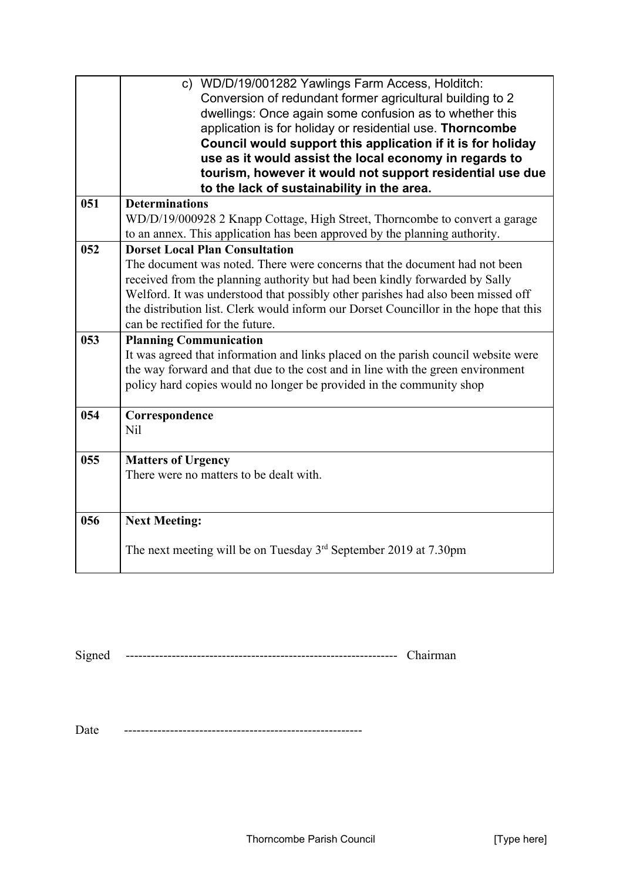| | |
|---|---|
| | c) WD/D/19/001282 Yawlings Farm Access, Holditch: Conversion of redundant former agricultural building to 2 dwellings: Once again some confusion as to whether this application is for holiday or residential use. **Thorncombe Council would support this application if it is for holiday use as it would assist the local economy in regards to tourism, however it would not support residential use due to the lack of sustainability in the area.** |
| **051** | **Determinations**<br>WD/D/19/000928 2 Knapp Cottage, High Street, Thorncombe to convert a garage to an annex. This application has been approved by the planning authority. |
| **052** | **Dorset Local Plan Consultation**<br>The document was noted. There were concerns that the document had not been received from the planning authority but had been kindly forwarded by Sally Welford. It was understood that possibly other parishes had also been missed off the distribution list. Clerk would inform our Dorset Councillor in the hope that this can be rectified for the future. |
| **053** | **Planning Communication**<br>It was agreed that information and links placed on the parish council website were the way forward and that due to the cost and in line with the green environment policy hard copies would no longer be provided in the community shop |
| **054** | **Correspondence**<br>Nil |
| **055** | **Matters of Urgency**<br>There were no matters to be dealt with. |
| **056** | **Next Meeting:**<br><br>The next meeting will be on Tuesday 3rd September 2019 at 7.30pm |

Signed ---------------------------------------------------------------- Chairman

Date --------------------------------------------------------